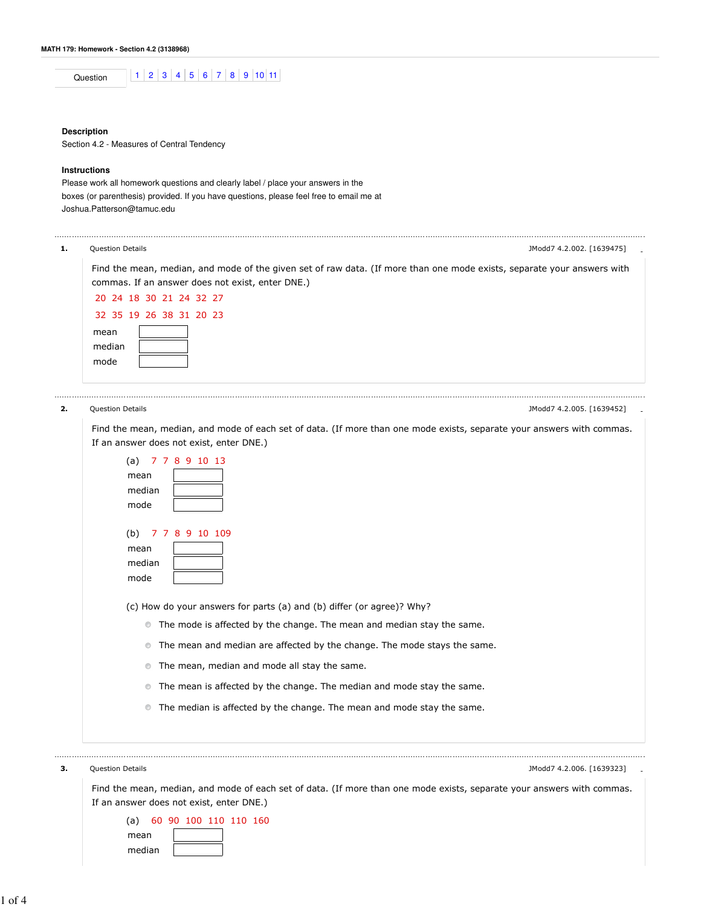**MATH 179: Homework - Section 4.2 (3138968)**

| Question | 1 | 2 | 3 | 4 | 5 | 6 | 7 | 8 | 9 | 10 | 11 |
|---|---|---|---|---|---|---|---|---|---|---|---|

**Description**

Section 4.2 - Measures of Central Tendency

**Instructions**

Please work all homework questions and clearly label / place your answers in the boxes (or parenthesis) provided. If you have questions, please feel free to email me at Joshua.Patterson@tamuc.edu

---

**1.** Question Details JModd7 4.2.002. [1639475]

Find the mean, median, and mode of the given set of raw data. (If more than one mode exists, separate your answers with commas. If an answer does not exist, enter DNE.)

20 24 18 30 21 24 32 27

32 35 19 26 38 31 20 23

mean [ ]

median [ ]

mode [ ]

---

**2.** Question Details JModd7 4.2.005. [1639452]

Find the mean, median, and mode of each set of data. (If more than one mode exists, separate your answers with commas. If an answer does not exist, enter DNE.)

(a) 7 7 8 9 10 13

mean [ ]

median [ ]

mode [ ]

(b) 7 7 8 9 10 109

mean [ ]

median [ ]

mode [ ]

(c) How do your answers for parts (a) and (b) differ (or agree)? Why?

- The mode is affected by the change. The mean and median stay the same.
- The mean and median are affected by the change. The mode stays the same.
- The mean, median and mode all stay the same.
- The mean is affected by the change. The median and mode stay the same.
- The median is affected by the change. The mean and mode stay the same.

---

**3.** Question Details JModd7 4.2.006. [1639323]

Find the mean, median, and mode of each set of data. (If more than one mode exists, separate your answers with commas. If an answer does not exist, enter DNE.)

(a) 60 90 100 110 110 160

mean [ ]

median [ ]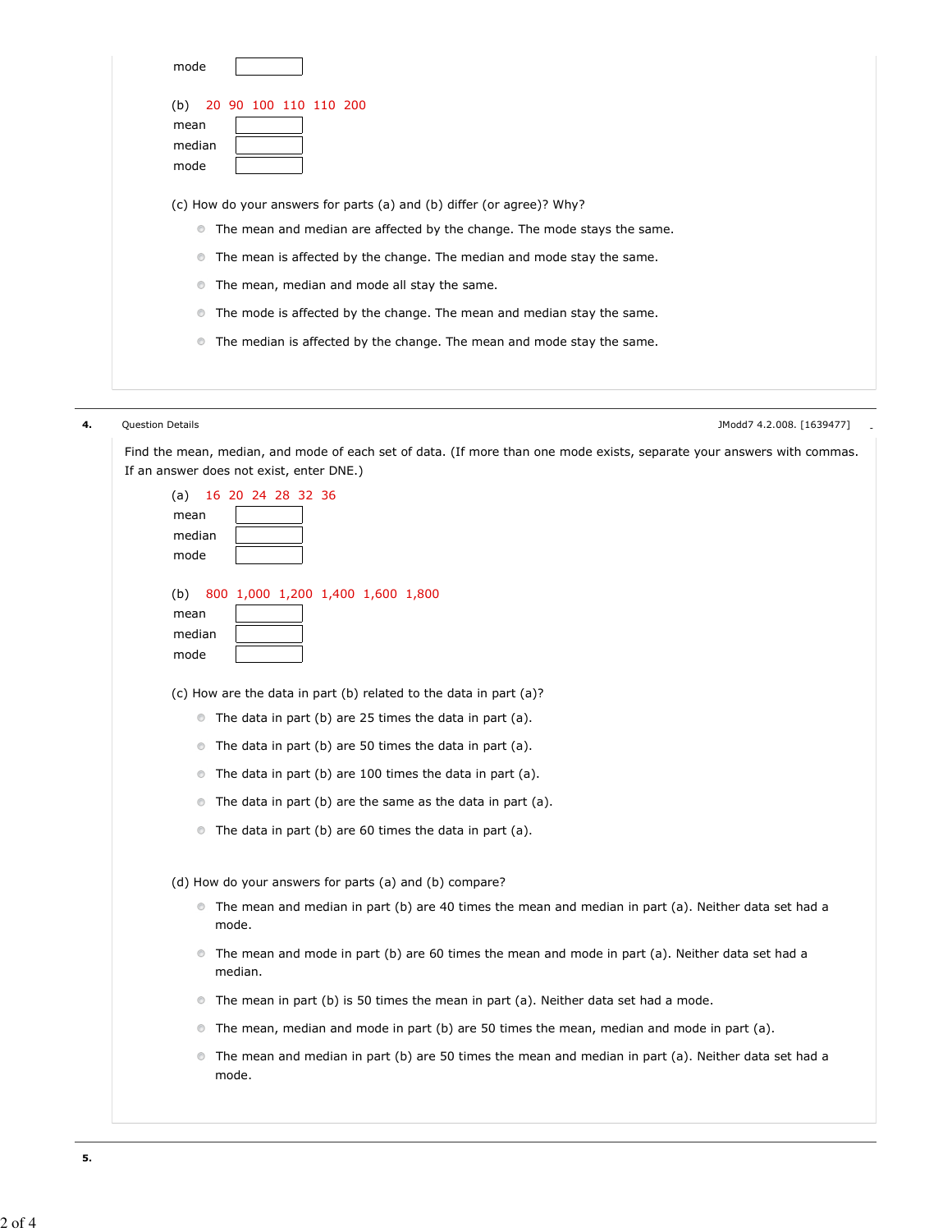mode

(b) 20 90 100 110 110 200

mean

median

mode

(c) How do your answers for parts (a) and (b) differ (or agree)? Why?

- The mean and median are affected by the change. The mode stays the same.
- The mean is affected by the change. The median and mode stay the same.
- The mean, median and mode all stay the same.
- The mode is affected by the change. The mean and median stay the same.
- The median is affected by the change. The mean and mode stay the same.

---

**4.** Question Details JModd7 4.2.008. [1639477]

Find the mean, median, and mode of each set of data. (If more than one mode exists, separate your answers with commas. If an answer does not exist, enter DNE.)

(a) 16 20 24 28 32 36

mean

median

mode

(b) 800 1,000 1,200 1,400 1,600 1,800

mean

median

mode

(c) How are the data in part (b) related to the data in part (a)?

- The data in part (b) are 25 times the data in part (a).
- The data in part (b) are 50 times the data in part (a).
- The data in part (b) are 100 times the data in part (a).
- The data in part (b) are the same as the data in part (a).
- The data in part (b) are 60 times the data in part (a).

(d) How do your answers for parts (a) and (b) compare?

- The mean and median in part (b) are 40 times the mean and median in part (a). Neither data set had a mode.
- The mean and mode in part (b) are 60 times the mean and mode in part (a). Neither data set had a median.
- The mean in part (b) is 50 times the mean in part (a). Neither data set had a mode.
- The mean, median and mode in part (b) are 50 times the mean, median and mode in part (a).
- The mean and median in part (b) are 50 times the mean and median in part (a). Neither data set had a mode.

---

**5.**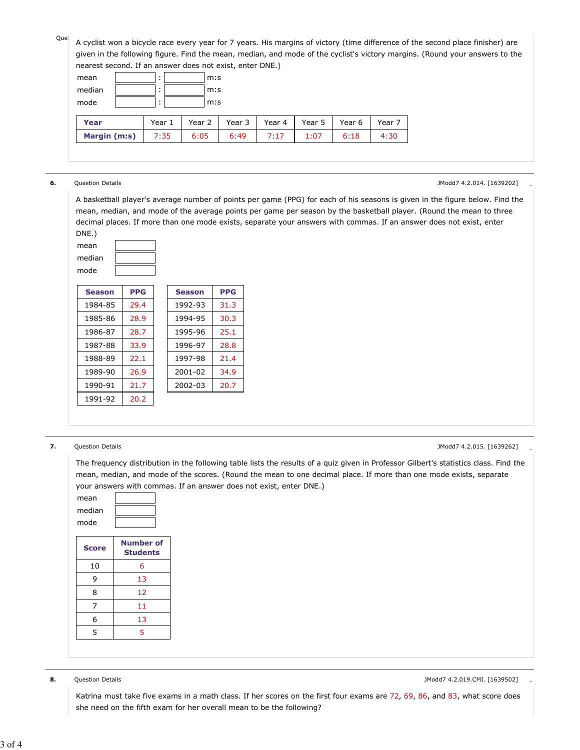A cyclist won a bicycle race every year for 7 years. His margins of victory (time difference of the second place finisher) are given in the following figure. Find the mean, median, and mode of the cyclist's victory margins. (Round your answers to the nearest second. If an answer does not exist, enter DNE.)

mean ______ : ______ m:s

median ______ : ______ m:s

mode ______ : ______ m:s

| Year | Year 1 | Year 2 | Year 3 | Year 4 | Year 5 | Year 6 | Year 7 |
|---|---|---|---|---|---|---|---|
| Margin (m:s) | 7:35 | 6:05 | 6:49 | 7:17 | 1:07 | 6:18 | 4:30 |

**6.** Question Details JModd7 4.2.014. [1639202]

A basketball player's average number of points per game (PPG) for each of his seasons is given in the figure below. Find the mean, median, and mode of the average points per game per season by the basketball player. (Round the mean to three decimal places. If more than one mode exists, separate your answers with commas. If an answer does not exist, enter DNE.)

mean ______

median ______

mode ______

| Season | PPG |
|---|---|
| 1984-85 | 29.4 |
| 1985-86 | 28.9 |
| 1986-87 | 28.7 |
| 1987-88 | 33.9 |
| 1988-89 | 22.1 |
| 1989-90 | 26.9 |
| 1990-91 | 21.7 |
| 1991-92 | 20.2 |

| Season | PPG |
|---|---|
| 1992-93 | 31.3 |
| 1994-95 | 30.3 |
| 1995-96 | 25.1 |
| 1996-97 | 28.8 |
| 1997-98 | 21.4 |
| 2001-02 | 34.9 |
| 2002-03 | 20.7 |

**7.** Question Details JModd7 4.2.015. [1639262]

The frequency distribution in the following table lists the results of a quiz given in Professor Gilbert's statistics class. Find the mean, median, and mode of the scores. (Round the mean to one decimal place. If more than one mode exists, separate your answers with commas. If an answer does not exist, enter DNE.)

mean ______

median ______

mode ______

| Score | Number of Students |
|---|---|
| 10 | 6 |
| 9 | 13 |
| 8 | 12 |
| 7 | 11 |
| 6 | 13 |
| 5 | 5 |

**8.** Question Details JModd7 4.2.019.CMI. [1639502]

Katrina must take five exams in a math class. If her scores on the first four exams are 72, 69, 86, and 83, what score does she need on the fifth exam for her overall mean to be the following?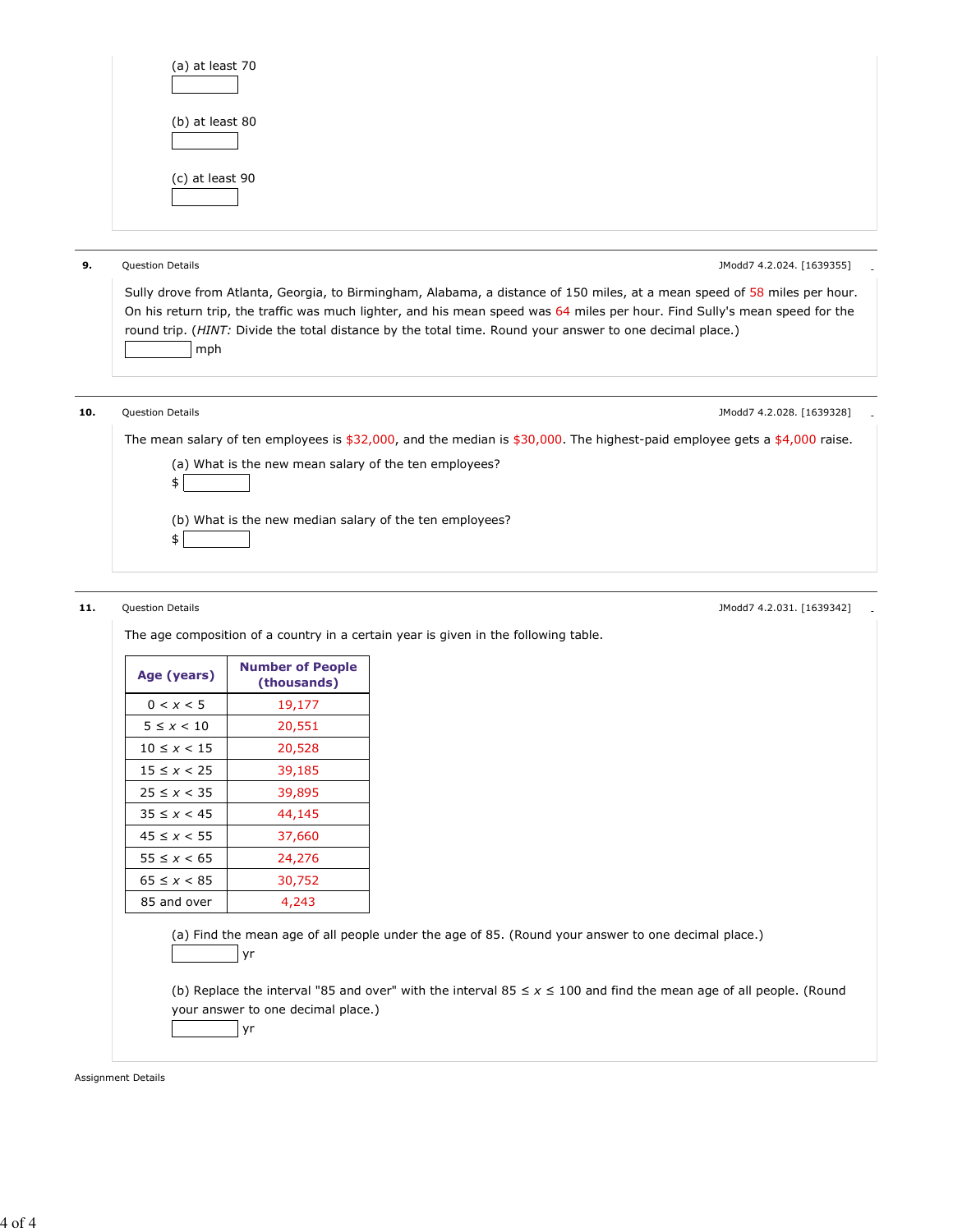(a) at least 70

(b) at least 80

(c) at least 90

**9.** Question Details JModd7 4.2.024. [1639355]

Sully drove from Atlanta, Georgia, to Birmingham, Alabama, a distance of 150 miles, at a mean speed of 58 miles per hour. On his return trip, the traffic was much lighter, and his mean speed was 64 miles per hour. Find Sully's mean speed for the round trip. (*HINT:* Divide the total distance by the total time. Round your answer to one decimal place.)

mph

**10.** Question Details JModd7 4.2.028. [1639328]

The mean salary of ten employees is $32,000, and the median is $30,000. The highest-paid employee gets a $4,000 raise.

(a) What is the new mean salary of the ten employees?

$

(b) What is the new median salary of the ten employees?

$

**11.** Question Details JModd7 4.2.031. [1639342]

The age composition of a country in a certain year is given in the following table.

| Age (years) | Number of People (thousands) |
|---|---|
| $0 < x < 5$ | 19,177 |
| $5 \le x < 10$ | 20,551 |
| $10 \le x < 15$ | 20,528 |
| $15 \le x < 25$ | 39,185 |
| $25 \le x < 35$ | 39,895 |
| $35 \le x < 45$ | 44,145 |
| $45 \le x < 55$ | 37,660 |
| $55 \le x < 65$ | 24,276 |
| $65 \le x < 85$ | 30,752 |
| 85 and over | 4,243 |

(a) Find the mean age of all people under the age of 85. (Round your answer to one decimal place.)

yr

(b) Replace the interval "85 and over" with the interval $85 \le x \le 100$ and find the mean age of all people. (Round your answer to one decimal place.)

yr

Assignment Details